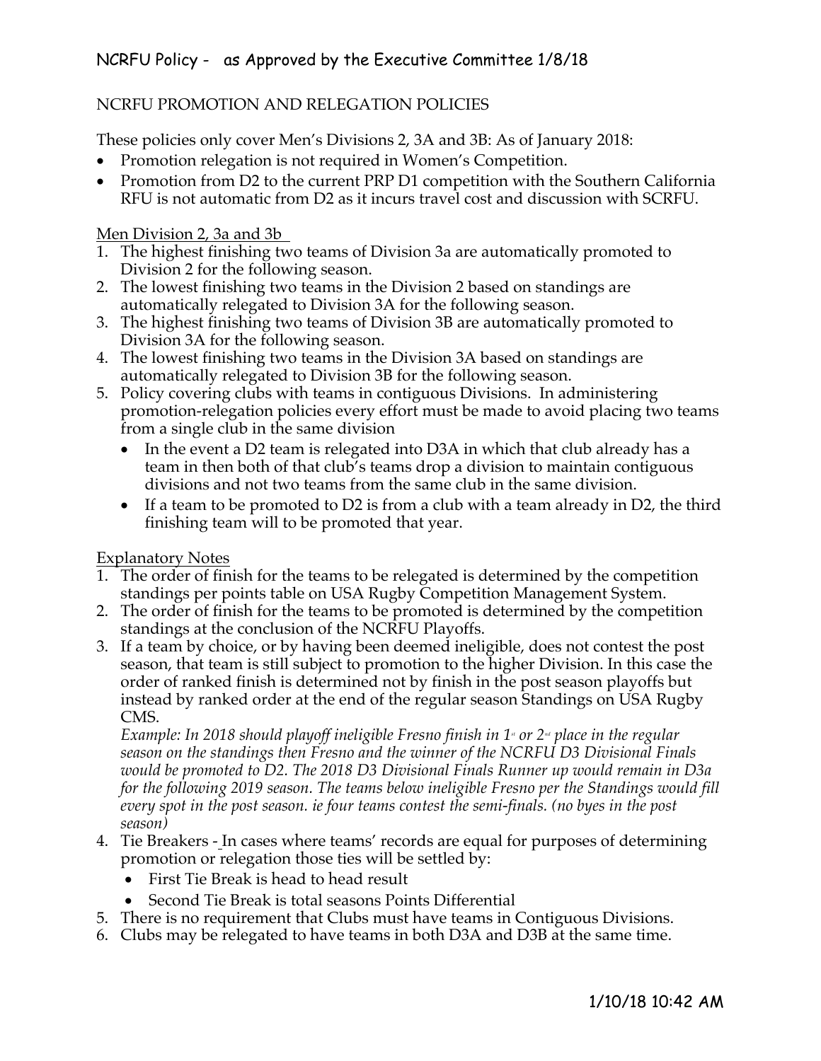NCRFU Policy - as Approved by the Executive Committee 1/8/18

# NCRFU PROMOTION AND RELEGATION POLICIES

These policies only cover Men's Divisions 2, 3A and 3B: As of January 2018:

- Promotion relegation is not required in Women's Competition.
- Promotion from D2 to the current PRP D1 competition with the Southern California RFU is not automatic from D2 as it incurs travel cost and discussion with SCRFU.

## Men Division 2, 3a and 3b

1. The highest finishing two teams of Division 3a are automatically promoted to Division 2 for the following season.
2. The lowest finishing two teams in the Division 2 based on standings are automatically relegated to Division 3A for the following season.
3. The highest finishing two teams of Division 3B are automatically promoted to Division 3A for the following season.
4. The lowest finishing two teams in the Division 3A based on standings are automatically relegated to Division 3B for the following season.
5. Policy covering clubs with teams in contiguous Divisions. In administering promotion-relegation policies every effort must be made to avoid placing two teams from a single club in the same division
   - In the event a D2 team is relegated into D3A in which that club already has a team in then both of that club's teams drop a division to maintain contiguous divisions and not two teams from the same club in the same division.
   - If a team to be promoted to D2 is from a club with a team already in D2, the third finishing team will to be promoted that year.

## Explanatory Notes

1. The order of finish for the teams to be relegated is determined by the competition standings per points table on USA Rugby Competition Management System.
2. The order of finish for the teams to be promoted is determined by the competition standings at the conclusion of the NCRFU Playoffs.
3. If a team by choice, or by having been deemed ineligible, does not contest the post season, that team is still subject to promotion to the higher Division. In this case the order of ranked finish is determined not by finish in the post season playoffs but instead by ranked order at the end of the regular season Standings on USA Rugby CMS.
   *Example: In 2018 should playoff ineligible Fresno finish in 1st or 2nd place in the regular season on the standings then Fresno and the winner of the NCRFU D3 Divisional Finals would be promoted to D2. The 2018 D3 Divisional Finals Runner up would remain in D3a for the following 2019 season. The teams below ineligible Fresno per the Standings would fill every spot in the post season. ie four teams contest the semi-finals. (no byes in the post season)*
4. Tie Breakers - In cases where teams' records are equal for purposes of determining promotion or relegation those ties will be settled by:
   - First Tie Break is head to head result
   - Second Tie Break is total seasons Points Differential
5. There is no requirement that Clubs must have teams in Contiguous Divisions.
6. Clubs may be relegated to have teams in both D3A and D3B at the same time.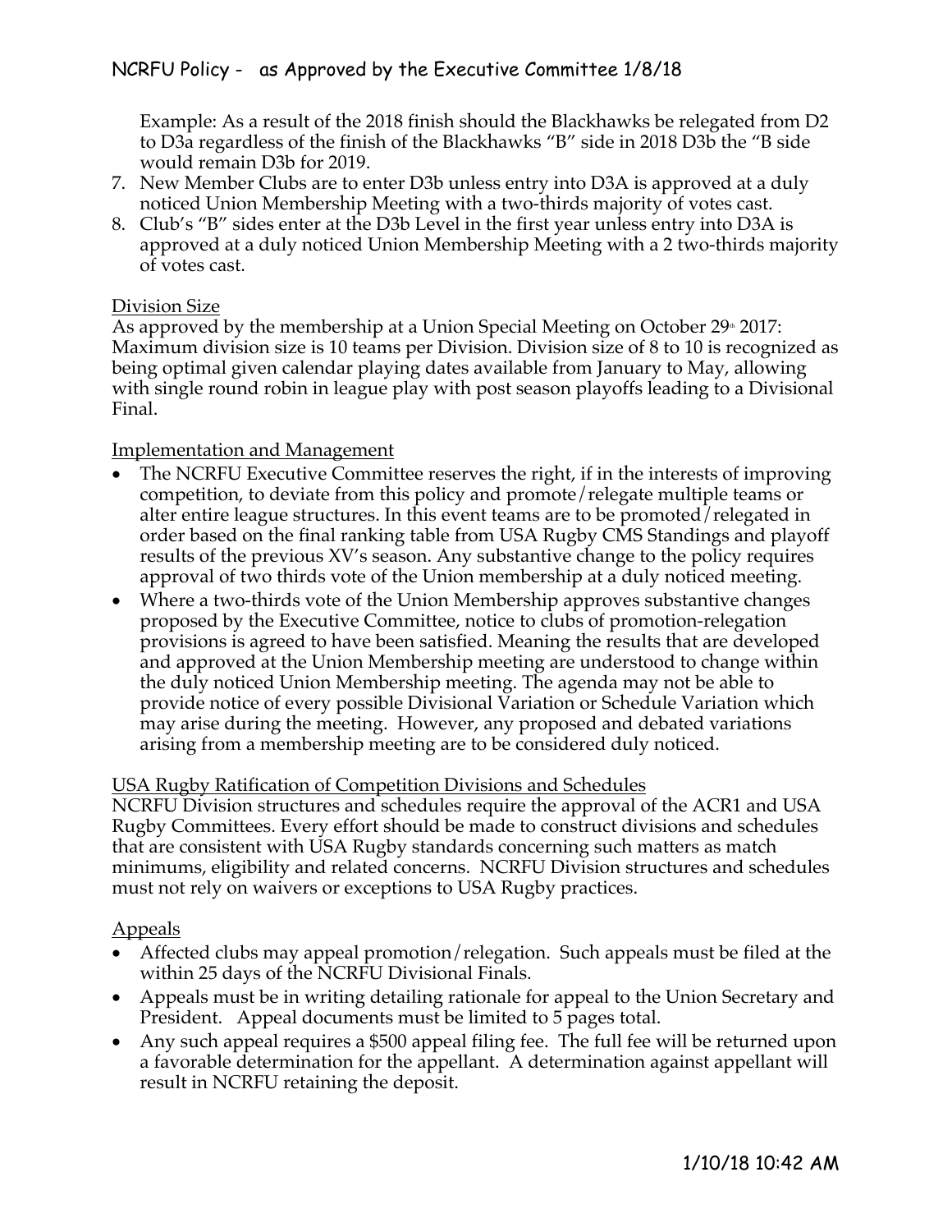Example: As a result of the 2018 finish should the Blackhawks be relegated from D2 to D3a regardless of the finish of the Blackhawks "B" side in 2018 D3b the "B side would remain D3b for 2019.

7. New Member Clubs are to enter D3b unless entry into D3A is approved at a duly noticed Union Membership Meeting with a two-thirds majority of votes cast.
8. Club's "B" sides enter at the D3b Level in the first year unless entry into D3A is approved at a duly noticed Union Membership Meeting with a 2 two-thirds majority of votes cast.

Division Size

As approved by the membership at a Union Special Meeting on October 29th 2017: Maximum division size is 10 teams per Division. Division size of 8 to 10 is recognized as being optimal given calendar playing dates available from January to May, allowing with single round robin in league play with post season playoffs leading to a Divisional Final.

Implementation and Management

- The NCRFU Executive Committee reserves the right, if in the interests of improving competition, to deviate from this policy and promote/relegate multiple teams or alter entire league structures. In this event teams are to be promoted/relegated in order based on the final ranking table from USA Rugby CMS Standings and playoff results of the previous XV's season. Any substantive change to the policy requires approval of two thirds vote of the Union membership at a duly noticed meeting.
- Where a two-thirds vote of the Union Membership approves substantive changes proposed by the Executive Committee, notice to clubs of promotion-relegation provisions is agreed to have been satisfied. Meaning the results that are developed and approved at the Union Membership meeting are understood to change within the duly noticed Union Membership meeting. The agenda may not be able to provide notice of every possible Divisional Variation or Schedule Variation which may arise during the meeting. However, any proposed and debated variations arising from a membership meeting are to be considered duly noticed.

USA Rugby Ratification of Competition Divisions and Schedules

NCRFU Division structures and schedules require the approval of the ACR1 and USA Rugby Committees. Every effort should be made to construct divisions and schedules that are consistent with USA Rugby standards concerning such matters as match minimums, eligibility and related concerns. NCRFU Division structures and schedules must not rely on waivers or exceptions to USA Rugby practices.

Appeals

- Affected clubs may appeal promotion/relegation. Such appeals must be filed at the within 25 days of the NCRFU Divisional Finals.
- Appeals must be in writing detailing rationale for appeal to the Union Secretary and President. Appeal documents must be limited to 5 pages total.
- Any such appeal requires a $500 appeal filing fee. The full fee will be returned upon a favorable determination for the appellant. A determination against appellant will result in NCRFU retaining the deposit.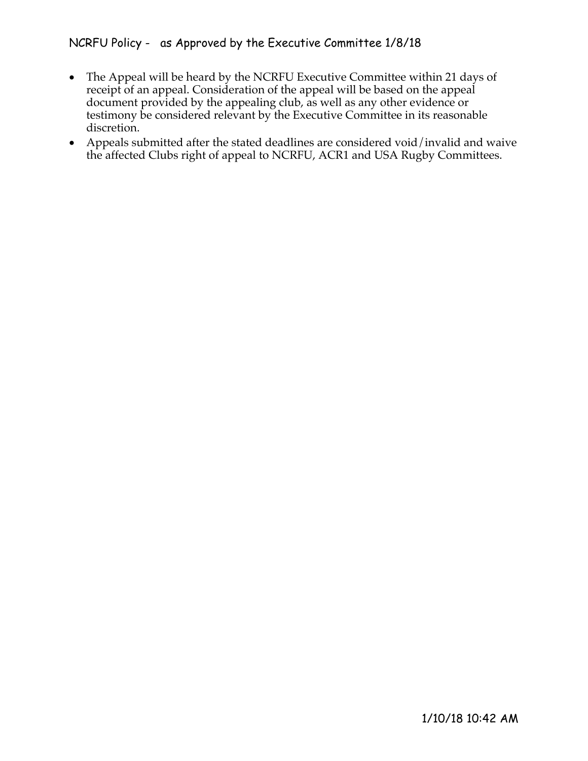- The Appeal will be heard by the NCRFU Executive Committee within 21 days of receipt of an appeal. Consideration of the appeal will be based on the appeal document provided by the appealing club, as well as any other evidence or testimony be considered relevant by the Executive Committee in its reasonable discretion.
- Appeals submitted after the stated deadlines are considered void/invalid and waive the affected Clubs right of appeal to NCRFU, ACR1 and USA Rugby Committees.